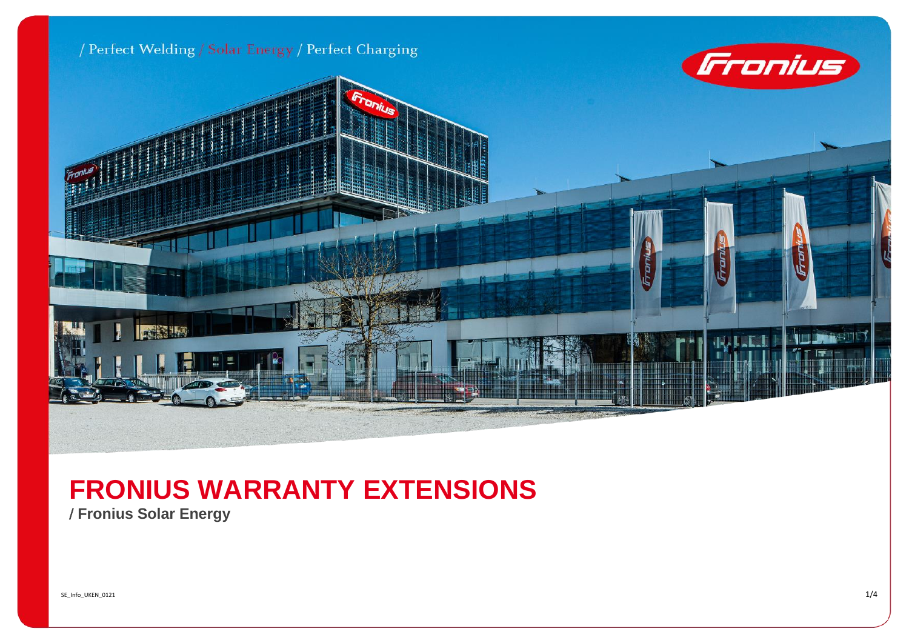/ Perfect Welding / Solar Energy / Perfect Charging

# FRONIUS WARRANTY EXTENSIONS

**/ Fronius Solar Energy**

SE_Info_UKEN_0121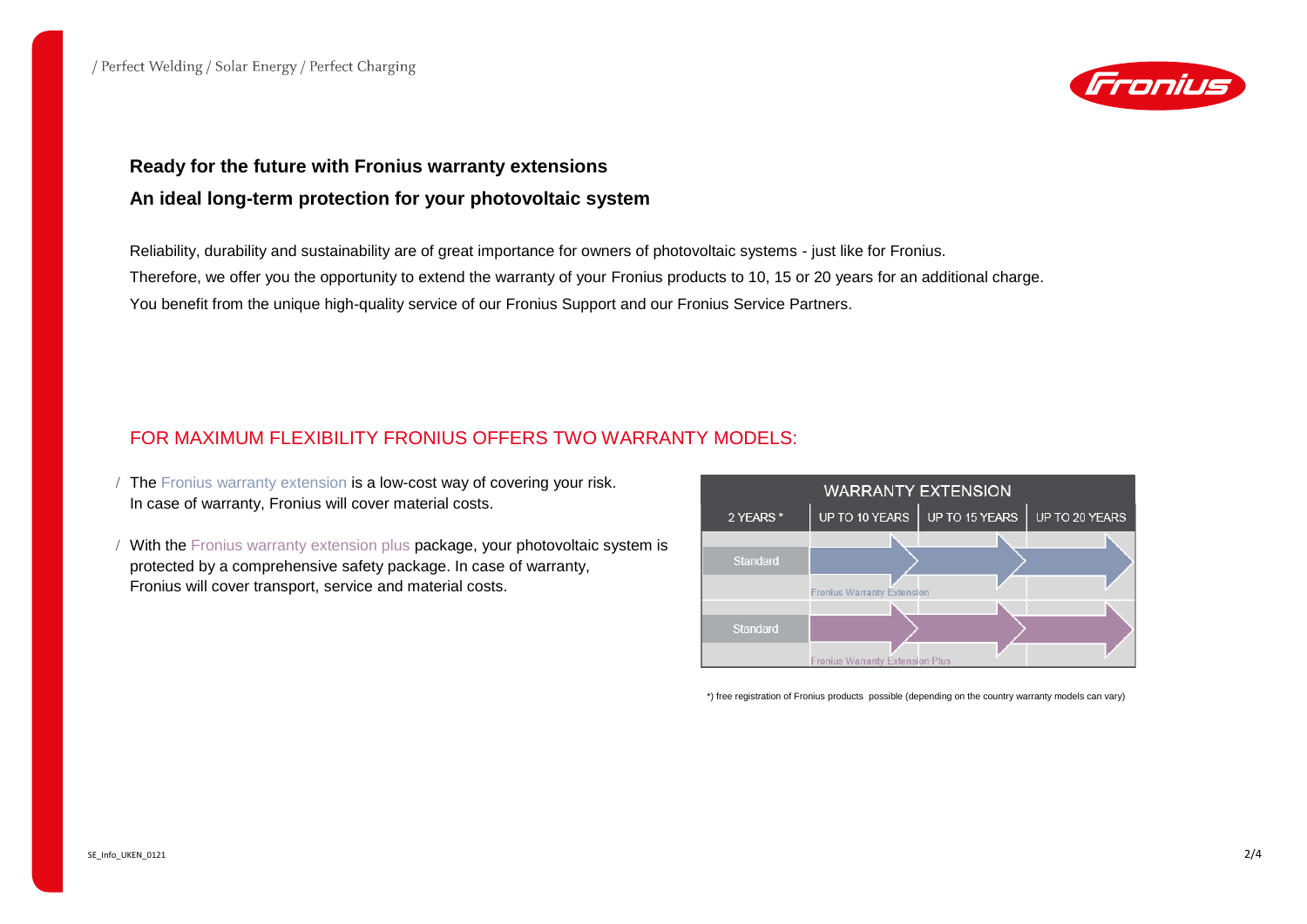## Ready for the future with Fronius warranty extensions

## An ideal long-term protection for your photovoltaic system

Reliability, durability and sustainability are of great importance for owners of photovoltaic systems - just like for Fronius.
Therefore, we offer you the opportunity to extend the warranty of your Fronius products to 10, 15 or 20 years for an additional charge.
You benefit from the unique high-quality service of our Fronius Support and our Fronius Service Partners.

### FOR MAXIMUM FLEXIBILITY FRONIUS OFFERS TWO WARRANTY MODELS:

- The Fronius warranty extension is a low-cost way of covering your risk. In case of warranty, Fronius will cover material costs.
- With the Fronius warranty extension plus package, your photovoltaic system is protected by a comprehensive safety package. In case of warranty, Fronius will cover transport, service and material costs.

| WARRANTY EXTENSION | | | |
|---|---|---|---|
| 2 YEARS * | UP TO 10 YEARS | UP TO 15 YEARS | UP TO 20 YEARS |
| Standard | Fronius Warranty Extension | | |
| Standard | Fronius Warranty Extension Plus | | |

*) free registration of Fronius products possible (depending on the country warranty models can vary)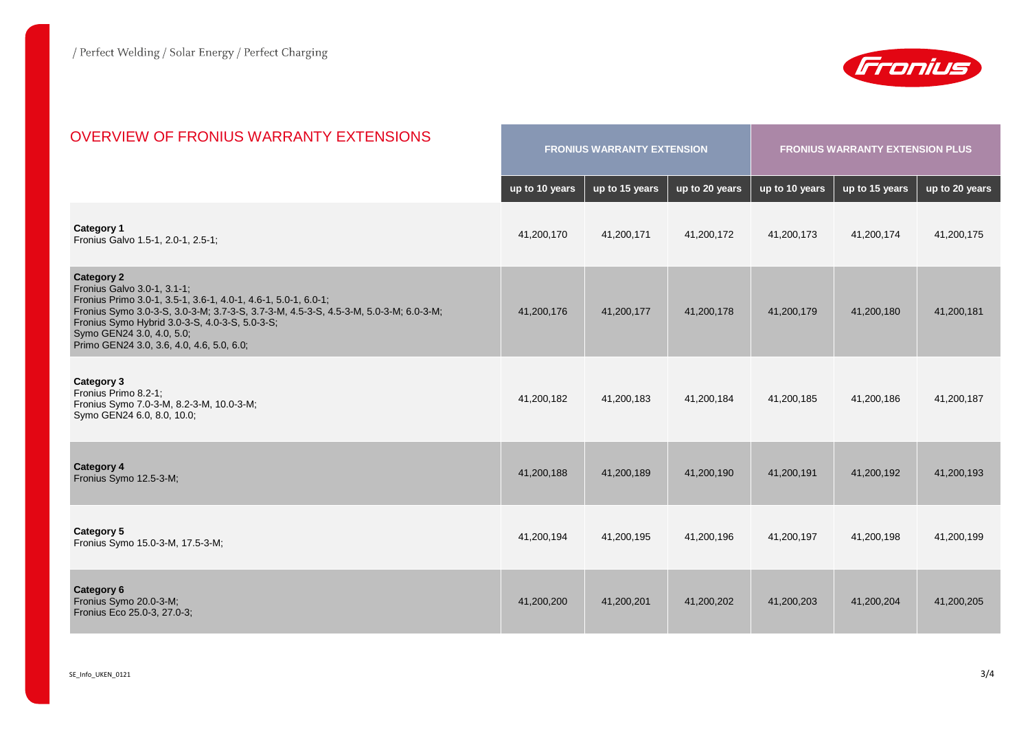# OVERVIEW OF FRONIUS WARRANTY EXTENSIONS

| | FRONIUS WARRANTY EXTENSION | | | FRONIUS WARRANTY EXTENSION PLUS | | |
|---|---|---|---|---|---|---|
| | up to 10 years | up to 15 years | up to 20 years | up to 10 years | up to 15 years | up to 20 years |
| **Category 1**<br>Fronius Galvo 1.5-1, 2.0-1, 2.5-1; | 41,200,170 | 41,200,171 | 41,200,172 | 41,200,173 | 41,200,174 | 41,200,175 |
| **Category 2**<br>Fronius Galvo 3.0-1, 3.1-1;<br>Fronius Primo 3.0-1, 3.5-1, 3.6-1, 4.0-1, 4.6-1, 5.0-1, 6.0-1;<br>Fronius Symo 3.0-3-S, 3.0-3-M; 3.7-3-S, 3.7-3-M, 4.5-3-S, 4.5-3-M, 5.0-3-M; 6.0-3-M;<br>Fronius Symo Hybrid 3.0-3-S, 4.0-3-S, 5.0-3-S;<br>Symo GEN24 3.0, 4.0, 5.0;<br>Primo GEN24 3.0, 3.6, 4.0, 4.6, 5.0, 6.0; | 41,200,176 | 41,200,177 | 41,200,178 | 41,200,179 | 41,200,180 | 41,200,181 |
| **Category 3**<br>Fronius Primo 8.2-1;<br>Fronius Symo 7.0-3-M, 8.2-3-M, 10.0-3-M;<br>Symo GEN24 6.0, 8.0, 10.0; | 41,200,182 | 41,200,183 | 41,200,184 | 41,200,185 | 41,200,186 | 41,200,187 |
| **Category 4**<br>Fronius Symo 12.5-3-M; | 41,200,188 | 41,200,189 | 41,200,190 | 41,200,191 | 41,200,192 | 41,200,193 |
| **Category 5**<br>Fronius Symo 15.0-3-M, 17.5-3-M; | 41,200,194 | 41,200,195 | 41,200,196 | 41,200,197 | 41,200,198 | 41,200,199 |
| **Category 6**<br>Fronius Symo 20.0-3-M;<br>Fronius Eco 25.0-3, 27.0-3; | 41,200,200 | 41,200,201 | 41,200,202 | 41,200,203 | 41,200,204 | 41,200,205 |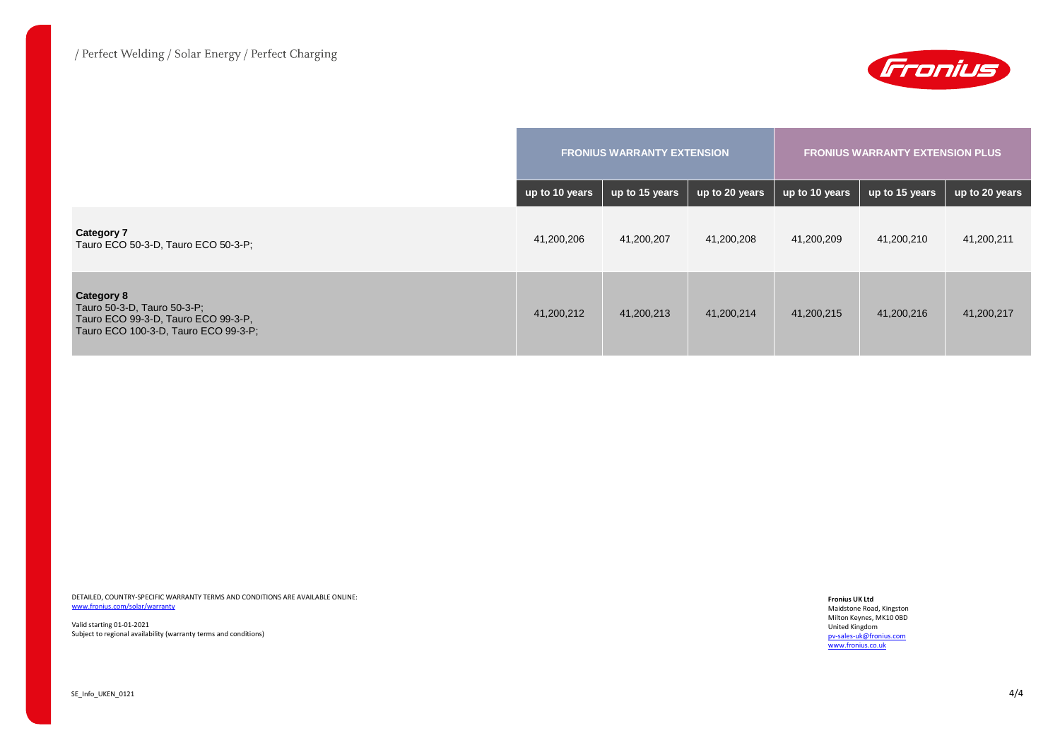| | FRONIUS WARRANTY EXTENSION | | | FRONIUS WARRANTY EXTENSION PLUS | | |
|---|---|---|---|---|---|---|
| | up to 10 years | up to 15 years | up to 20 years | up to 10 years | up to 15 years | up to 20 years |
| **Category 7**<br>Tauro ECO 50-3-D, Tauro ECO 50-3-P; | 41,200,206 | 41,200,207 | 41,200,208 | 41,200,209 | 41,200,210 | 41,200,211 |
| **Category 8**<br>Tauro 50-3-D, Tauro 50-3-P;<br>Tauro ECO 99-3-D, Tauro ECO 99-3-P,<br>Tauro ECO 100-3-D, Tauro ECO 99-3-P; | 41,200,212 | 41,200,213 | 41,200,214 | 41,200,215 | 41,200,216 | 41,200,217 |

DETAILED, COUNTRY-SPECIFIC WARRANTY TERMS AND CONDITIONS ARE AVAILABLE ONLINE:
www.fronius.com/solar/warranty

Valid starting 01-01-2021
Subject to regional availability (warranty terms and conditions)

**Fronius UK Ltd**
Maidstone Road, Kingston
Milton Keynes, MK10 0BD
United Kingdom
pv-sales-uk@fronius.com
www.fronius.co.uk

SE_Info_UKEN_0121